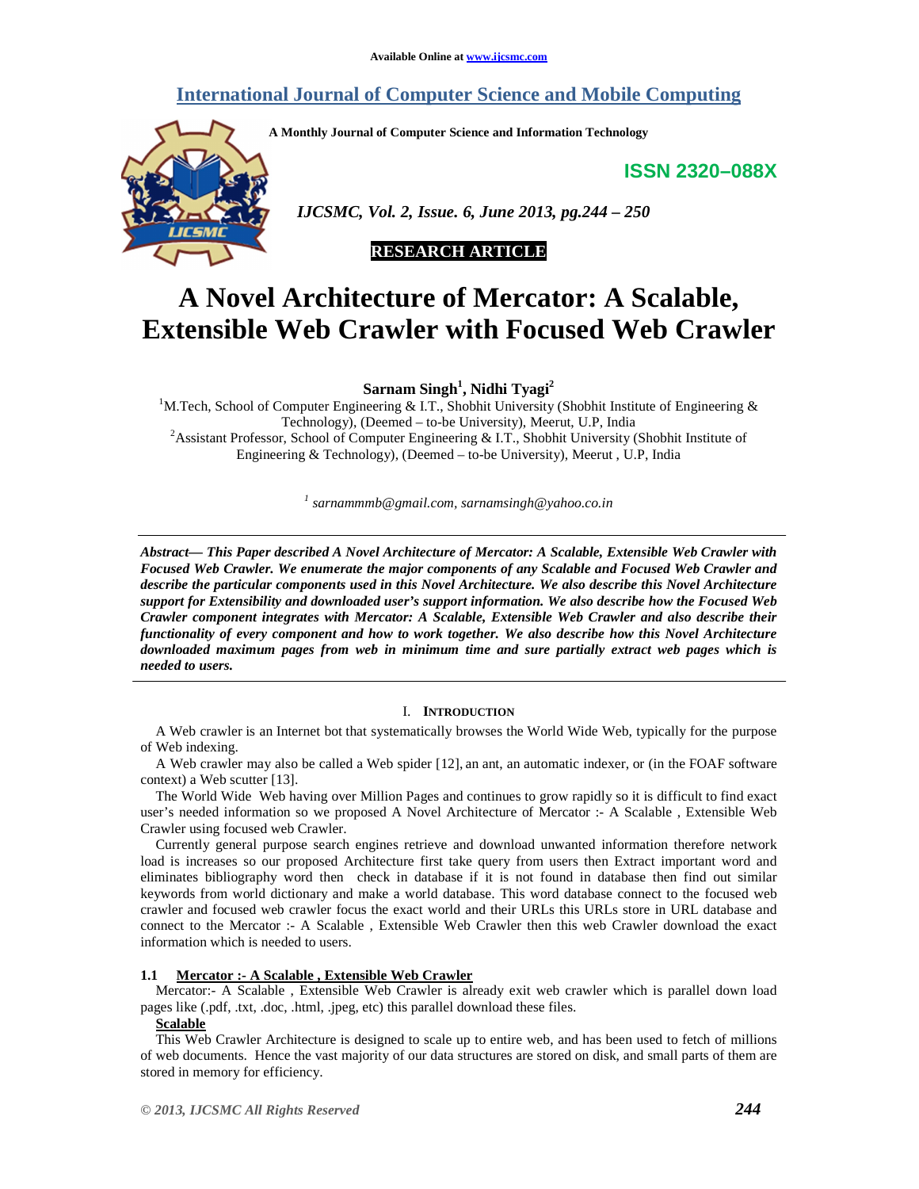# International Journal of Computer Science and Mobile Computing

**A Monthly Journal of Computer Science and Information Technology**

**ISSN 2320–088X**

**RESEARCH ARTICLE**

# A Novel Architecture of Mercator: A Scalable, Extensible Web Crawler with Focused Web Crawler

**Sarnam Singh[1], Nidhi Tyagi[2]**

[1]M.Tech, School of Computer Engineering & I.T., Shobhit University (Shobhit Institute of Engineering & Technology), (Deemed – to-be University), Meerut, U.P, India

[2]Assistant Professor, School of Computer Engineering & I.T., Shobhit University (Shobhit Institute of Engineering & Technology), (Deemed – to-be University), Meerut , U.P, India

[1] *sarnammmb@gmail.com, sarnamsingh@yahoo.co.in*

***Abstract— This Paper described A Novel Architecture of Mercator: A Scalable, Extensible Web Crawler with Focused Web Crawler. We enumerate the major components of any Scalable and Focused Web Crawler and describe the particular components used in this Novel Architecture. We also describe this Novel Architecture support for Extensibility and downloaded user's support information. We also describe how the Focused Web Crawler component integrates with Mercator: A Scalable, Extensible Web Crawler and also describe their functionality of every component and how to work together. We also describe how this Novel Architecture downloaded maximum pages from web in minimum time and sure partially extract web pages which is needed to users.***

## I. Introduction

A Web crawler is an Internet bot that systematically browses the World Wide Web, typically for the purpose of Web indexing.

A Web crawler may also be called a Web spider [12], an ant, an automatic indexer, or (in the FOAF software context) a Web scutter [13].

The World Wide Web having over Million Pages and continues to grow rapidly so it is difficult to find exact user's needed information so we proposed A Novel Architecture of Mercator :- A Scalable , Extensible Web Crawler using focused web Crawler.

Currently general purpose search engines retrieve and download unwanted information therefore network load is increases so our proposed Architecture first take query from users then Extract important word and eliminates bibliography word then check in database if it is not found in database then find out similar keywords from world dictionary and make a world database. This word database connect to the focused web crawler and focused web crawler focus the exact world and their URLs this URLs store in URL database and connect to the Mercator :- A Scalable , Extensible Web Crawler then this web Crawler download the exact information which is needed to users.

### 1.1 Mercator :- A Scalable , Extensible Web Crawler

Mercator:- A Scalable , Extensible Web Crawler is already exit web crawler which is parallel down load pages like (.pdf, .txt, .doc, .html, .jpeg, etc) this parallel download these files.

**Scalable**

This Web Crawler Architecture is designed to scale up to entire web, and has been used to fetch of millions of web documents. Hence the vast majority of our data structures are stored on disk, and small parts of them are stored in memory for efficiency.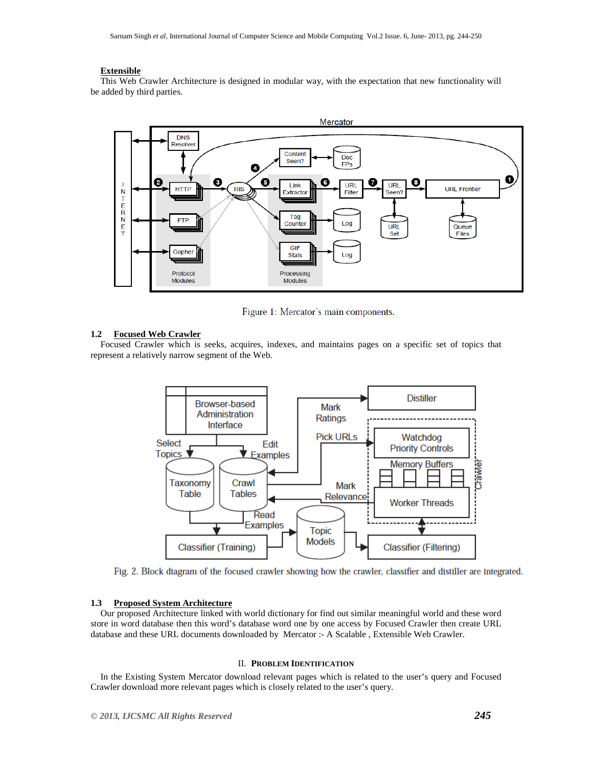**Extensible**

This Web Crawler Architecture is designed in modular way, with the expectation that new functionality will be added by third parties.

Figure 1: Mercator's main components.

### 1.2 Focused Web Crawler

Focused Crawler which is seeks, acquires, indexes, and maintains pages on a specific set of topics that represent a relatively narrow segment of the Web.

Fig. 2. Block diagram of the focused crawler showing how the crawler, classifier and distiller are integrated.

### 1.3 Proposed System Architecture

Our proposed Architecture linked with world dictionary for find out similar meaningful world and these word store in word database then this word's database word one by one access by Focused Crawler then create URL database and these URL documents downloaded by Mercator :- A Scalable , Extensible Web Crawler.

## II. PROBLEM IDENTIFICATION

In the Existing System Mercator download relevant pages which is related to the user's query and Focused Crawler download more relevant pages which is closely related to the user's query.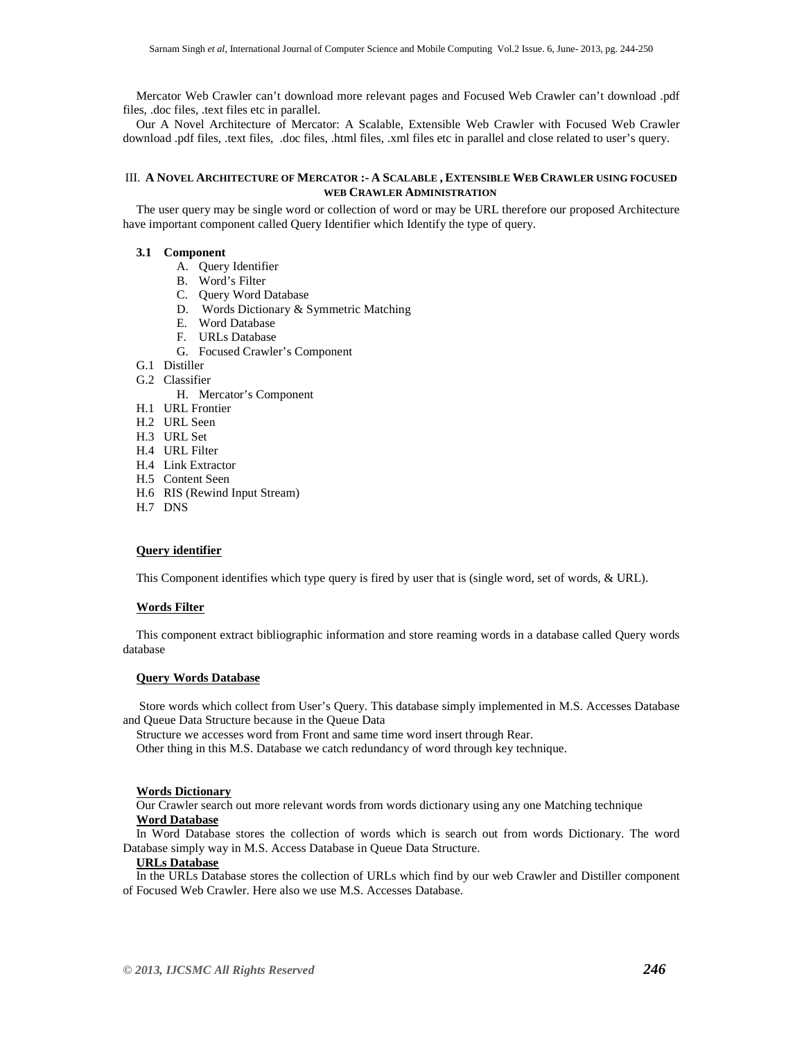Mercator Web Crawler can't download more relevant pages and Focused Web Crawler can't download .pdf files, .doc files, .text files etc in parallel.

Our A Novel Architecture of Mercator: A Scalable, Extensible Web Crawler with Focused Web Crawler download .pdf files, .text files, .doc files, .html files, .xml files etc in parallel and close related to user's query.

## III. A Novel Architecture of Mercator :- A Scalable , Extensible Web Crawler using focused web Crawler Administration

The user query may be single word or collection of word or may be URL therefore our proposed Architecture have important component called Query Identifier which Identify the type of query.

### 3.1 Component

A. Query Identifier
B. Word's Filter
C. Query Word Database
D. Words Dictionary & Symmetric Matching
E. Word Database
F. URLs Database
G. Focused Crawler's Component
G.1 Distiller
G.2 Classifier
H. Mercator's Component
H.1 URL Frontier
H.2 URL Seen
H.3 URL Set
H.4 URL Filter
H.4 Link Extractor
H.5 Content Seen
H.6 RIS (Rewind Input Stream)
H.7 DNS

**Query identifier**

This Component identifies which type query is fired by user that is (single word, set of words, & URL).

**Words Filter**

This component extract bibliographic information and store reaming words in a database called Query words database

**Query Words Database**

Store words which collect from User's Query. This database simply implemented in M.S. Accesses Database and Queue Data Structure because in the Queue Data

Structure we accesses word from Front and same time word insert through Rear.

Other thing in this M.S. Database we catch redundancy of word through key technique.

**Words Dictionary**

Our Crawler search out more relevant words from words dictionary using any one Matching technique

**Word Database**

In Word Database stores the collection of words which is search out from words Dictionary. The word Database simply way in M.S. Access Database in Queue Data Structure.

**URLs Database**

In the URLs Database stores the collection of URLs which find by our web Crawler and Distiller component of Focused Web Crawler. Here also we use M.S. Accesses Database.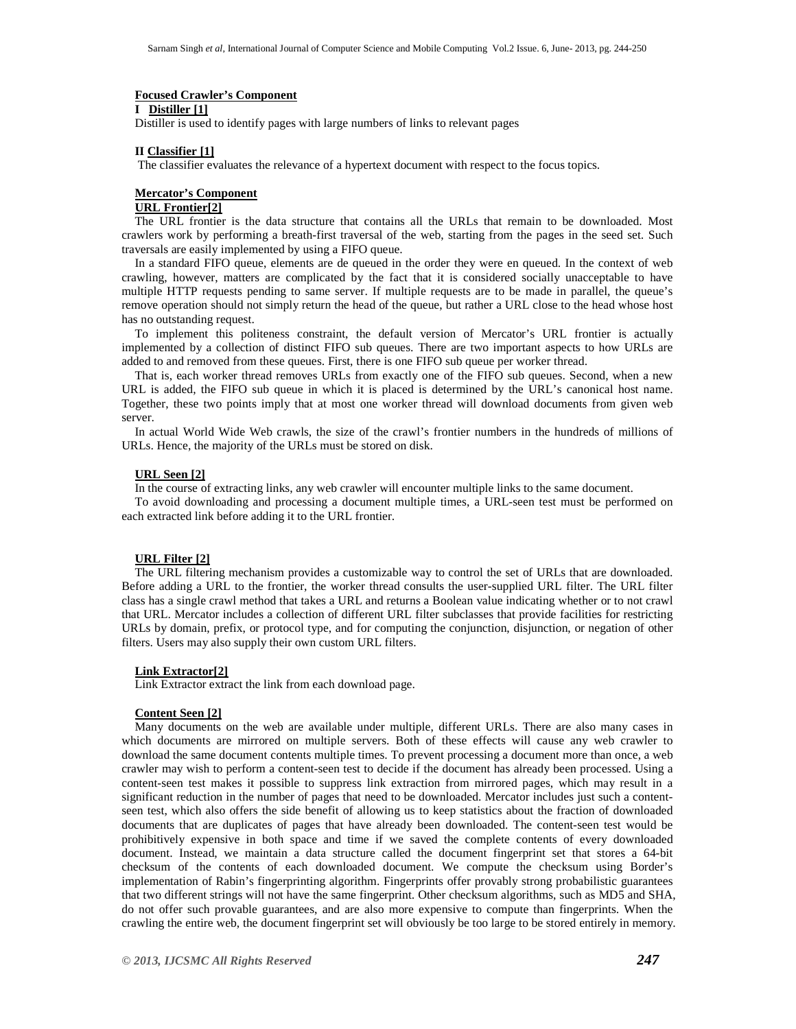**Focused Crawler's Component**

**I Distiller [1]**

Distiller is used to identify pages with large numbers of links to relevant pages

**II Classifier [1]**

The classifier evaluates the relevance of a hypertext document with respect to the focus topics.

**Mercator's Component**

**URL Frontier[2]**

The URL frontier is the data structure that contains all the URLs that remain to be downloaded. Most crawlers work by performing a breath-first traversal of the web, starting from the pages in the seed set. Such traversals are easily implemented by using a FIFO queue.

In a standard FIFO queue, elements are de queued in the order they were en queued. In the context of web crawling, however, matters are complicated by the fact that it is considered socially unacceptable to have multiple HTTP requests pending to same server. If multiple requests are to be made in parallel, the queue's remove operation should not simply return the head of the queue, but rather a URL close to the head whose host has no outstanding request.

To implement this politeness constraint, the default version of Mercator's URL frontier is actually implemented by a collection of distinct FIFO sub queues. There are two important aspects to how URLs are added to and removed from these queues. First, there is one FIFO sub queue per worker thread.

That is, each worker thread removes URLs from exactly one of the FIFO sub queues. Second, when a new URL is added, the FIFO sub queue in which it is placed is determined by the URL's canonical host name. Together, these two points imply that at most one worker thread will download documents from given web server.

In actual World Wide Web crawls, the size of the crawl's frontier numbers in the hundreds of millions of URLs. Hence, the majority of the URLs must be stored on disk.

**URL Seen [2]**

In the course of extracting links, any web crawler will encounter multiple links to the same document.

To avoid downloading and processing a document multiple times, a URL-seen test must be performed on each extracted link before adding it to the URL frontier.

**URL Filter [2]**

The URL filtering mechanism provides a customizable way to control the set of URLs that are downloaded. Before adding a URL to the frontier, the worker thread consults the user-supplied URL filter. The URL filter class has a single crawl method that takes a URL and returns a Boolean value indicating whether or to not crawl that URL. Mercator includes a collection of different URL filter subclasses that provide facilities for restricting URLs by domain, prefix, or protocol type, and for computing the conjunction, disjunction, or negation of other filters. Users may also supply their own custom URL filters.

**Link Extractor[2]**

Link Extractor extract the link from each download page.

**Content Seen [2]**

Many documents on the web are available under multiple, different URLs. There are also many cases in which documents are mirrored on multiple servers. Both of these effects will cause any web crawler to download the same document contents multiple times. To prevent processing a document more than once, a web crawler may wish to perform a content-seen test to decide if the document has already been processed. Using a content-seen test makes it possible to suppress link extraction from mirrored pages, which may result in a significant reduction in the number of pages that need to be downloaded. Mercator includes just such a content-seen test, which also offers the side benefit of allowing us to keep statistics about the fraction of downloaded documents that are duplicates of pages that have already been downloaded. The content-seen test would be prohibitively expensive in both space and time if we saved the complete contents of every downloaded document. Instead, we maintain a data structure called the document fingerprint set that stores a 64-bit checksum of the contents of each downloaded document. We compute the checksum using Border's implementation of Rabin's fingerprinting algorithm. Fingerprints offer provably strong probabilistic guarantees that two different strings will not have the same fingerprint. Other checksum algorithms, such as MD5 and SHA, do not offer such provable guarantees, and are also more expensive to compute than fingerprints. When the crawling the entire web, the document fingerprint set will obviously be too large to be stored entirely in memory.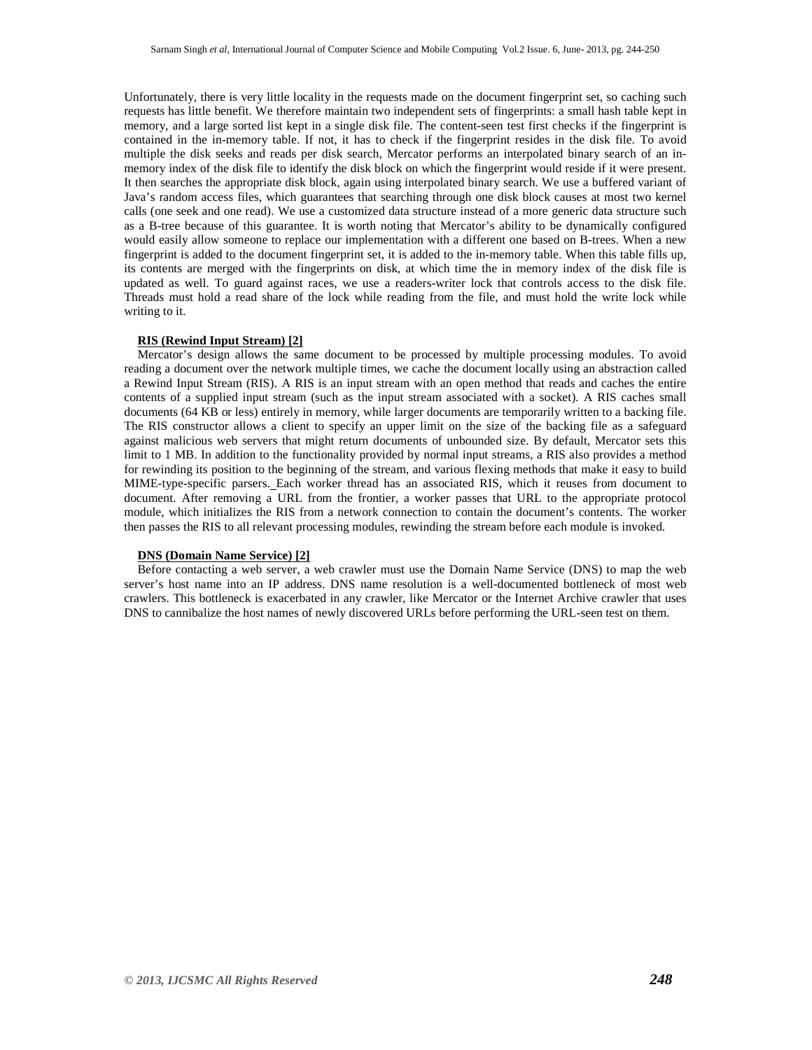Unfortunately, there is very little locality in the requests made on the document fingerprint set, so caching such requests has little benefit. We therefore maintain two independent sets of fingerprints: a small hash table kept in memory, and a large sorted list kept in a single disk file. The content-seen test first checks if the fingerprint is contained in the in-memory table. If not, it has to check if the fingerprint resides in the disk file. To avoid multiple the disk seeks and reads per disk search, Mercator performs an interpolated binary search of an in-memory index of the disk file to identify the disk block on which the fingerprint would reside if it were present. It then searches the appropriate disk block, again using interpolated binary search. We use a buffered variant of Java's random access files, which guarantees that searching through one disk block causes at most two kernel calls (one seek and one read). We use a customized data structure instead of a more generic data structure such as a B-tree because of this guarantee. It is worth noting that Mercator's ability to be dynamically configured would easily allow someone to replace our implementation with a different one based on B-trees. When a new fingerprint is added to the document fingerprint set, it is added to the in-memory table. When this table fills up, its contents are merged with the fingerprints on disk, at which time the in memory index of the disk file is updated as well. To guard against races, we use a readers-writer lock that controls access to the disk file. Threads must hold a read share of the lock while reading from the file, and must hold the write lock while writing to it.

**RIS (Rewind Input Stream) [2]**

Mercator's design allows the same document to be processed by multiple processing modules. To avoid reading a document over the network multiple times, we cache the document locally using an abstraction called a Rewind Input Stream (RIS). A RIS is an input stream with an open method that reads and caches the entire contents of a supplied input stream (such as the input stream associated with a socket). A RIS caches small documents (64 KB or less) entirely in memory, while larger documents are temporarily written to a backing file. The RIS constructor allows a client to specify an upper limit on the size of the backing file as a safeguard against malicious web servers that might return documents of unbounded size. By default, Mercator sets this limit to 1 MB. In addition to the functionality provided by normal input streams, a RIS also provides a method for rewinding its position to the beginning of the stream, and various flexing methods that make it easy to build MIME-type-specific parsers. Each worker thread has an associated RIS, which it reuses from document to document. After removing a URL from the frontier, a worker passes that URL to the appropriate protocol module, which initializes the RIS from a network connection to contain the document's contents. The worker then passes the RIS to all relevant processing modules, rewinding the stream before each module is invoked.

**DNS (Domain Name Service) [2]**

Before contacting a web server, a web crawler must use the Domain Name Service (DNS) to map the web server's host name into an IP address. DNS name resolution is a well-documented bottleneck of most web crawlers. This bottleneck is exacerbated in any crawler, like Mercator or the Internet Archive crawler that uses DNS to cannibalize the host names of newly discovered URLs before performing the URL-seen test on them.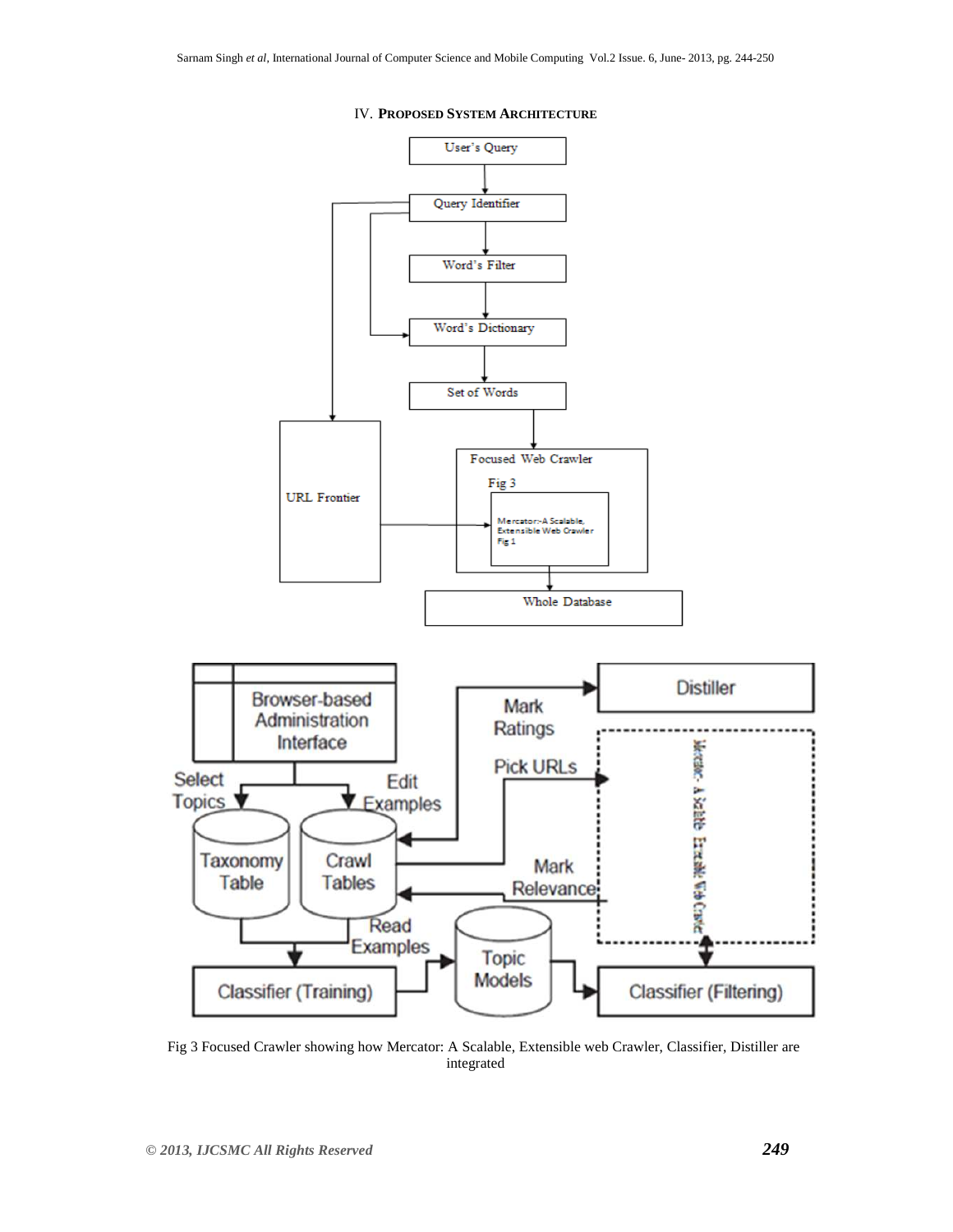## IV. PROPOSED SYSTEM ARCHITECTURE

Fig 3 Focused Crawler showing how Mercator: A Scalable, Extensible web Crawler, Classifier, Distiller are integrated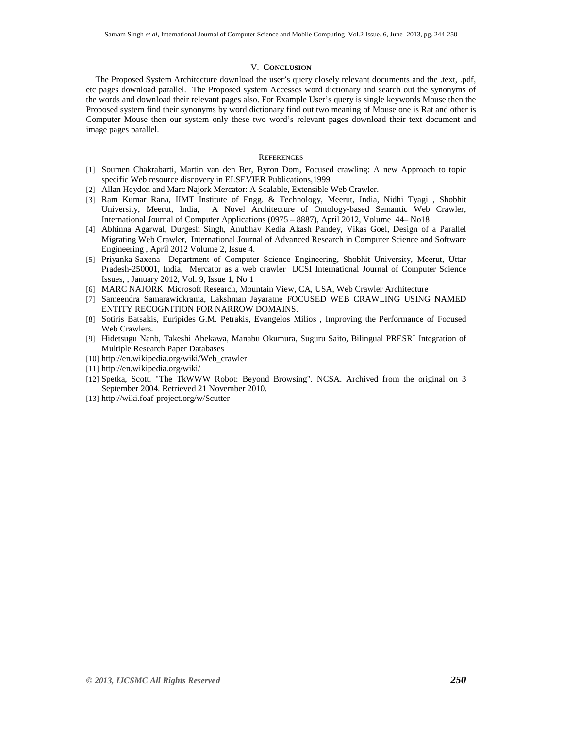## V. CONCLUSION

The Proposed System Architecture download the user's query closely relevant documents and the .text, .pdf, etc pages download parallel. The Proposed system Accesses word dictionary and search out the synonyms of the words and download their relevant pages also. For Example User's query is single keywords Mouse then the Proposed system find their synonyms by word dictionary find out two meaning of Mouse one is Rat and other is Computer Mouse then our system only these two word's relevant pages download their text document and image pages parallel.

## REFERENCES

[1] Soumen Chakrabarti, Martin van den Ber, Byron Dom, Focused crawling: A new Approach to topic specific Web resource discovery in ELSEVIER Publications,1999

[2] Allan Heydon and Marc Najork Mercator: A Scalable, Extensible Web Crawler.

[3] Ram Kumar Rana, IIMT Institute of Engg. & Technology, Meerut, India, Nidhi Tyagi , Shobhit University, Meerut, India, A Novel Architecture of Ontology-based Semantic Web Crawler, International Journal of Computer Applications (0975 – 8887), April 2012, Volume 44– No18

[4] Abhinna Agarwal, Durgesh Singh, Anubhav Kedia Akash Pandey, Vikas Goel, Design of a Parallel Migrating Web Crawler, International Journal of Advanced Research in Computer Science and Software Engineering , April 2012 Volume 2, Issue 4.

[5] Priyanka-Saxena Department of Computer Science Engineering, Shobhit University, Meerut, Uttar Pradesh-250001, India, Mercator as a web crawler IJCSI International Journal of Computer Science Issues, , January 2012, Vol. 9, Issue 1, No 1

[6] MARC NAJORK Microsoft Research, Mountain View, CA, USA, Web Crawler Architecture

[7] Sameendra Samarawickrama, Lakshman Jayaratne FOCUSED WEB CRAWLING USING NAMED ENTITY RECOGNITION FOR NARROW DOMAINS.

[8] Sotiris Batsakis, Euripides G.M. Petrakis, Evangelos Milios , Improving the Performance of Focused Web Crawlers.

[9] Hidetsugu Nanb, Takeshi Abekawa, Manabu Okumura, Suguru Saito, Bilingual PRESRI Integration of Multiple Research Paper Databases

[10] http://en.wikipedia.org/wiki/Web_crawler

[11] http://en.wikipedia.org/wiki/

[12] Spetka, Scott. "The TkWWW Robot: Beyond Browsing". NCSA. Archived from the original on 3 September 2004. Retrieved 21 November 2010.

[13] http://wiki.foaf-project.org/w/Scutter